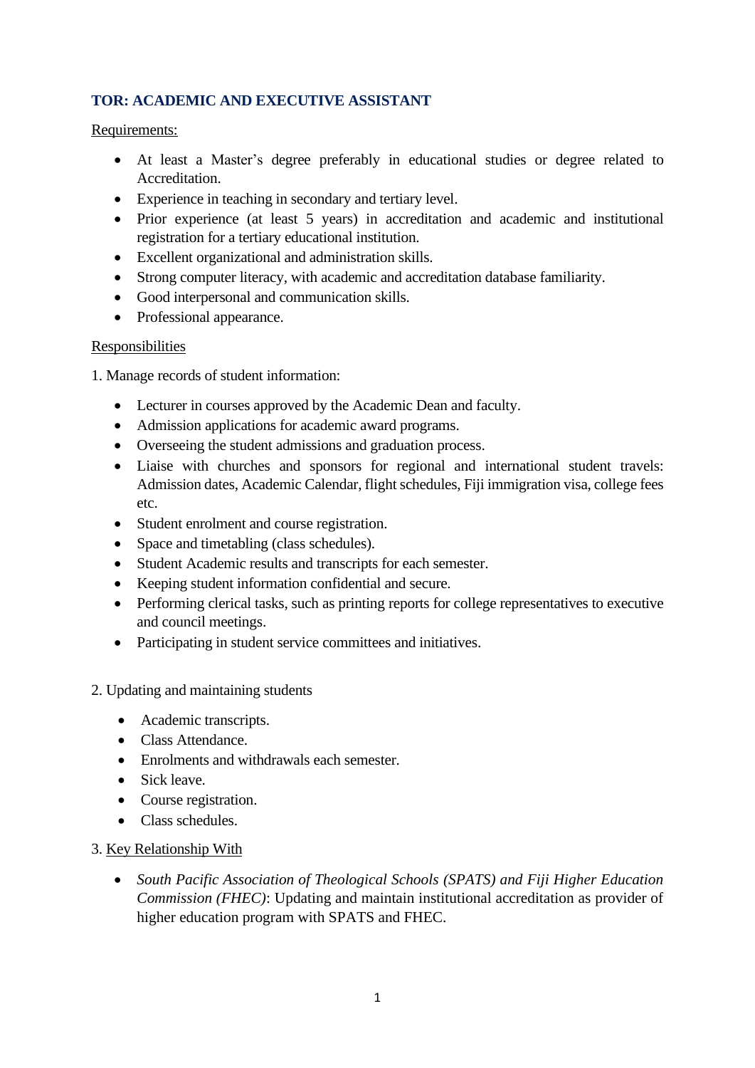## TOR: ACADEMIC AND EXECUTIVE ASSISTANT

Requirements:

- At least a Master's degree preferably in educational studies or degree related to Accreditation.
- Experience in teaching in secondary and tertiary level.
- Prior experience (at least 5 years) in accreditation and academic and institutional registration for a tertiary educational institution.
- Excellent organizational and administration skills.
- Strong computer literacy, with academic and accreditation database familiarity.
- Good interpersonal and communication skills.
- Professional appearance.

Responsibilities

1. Manage records of student information:

- Lecturer in courses approved by the Academic Dean and faculty.
- Admission applications for academic award programs.
- Overseeing the student admissions and graduation process.
- Liaise with churches and sponsors for regional and international student travels: Admission dates, Academic Calendar, flight schedules, Fiji immigration visa, college fees etc.
- Student enrolment and course registration.
- Space and timetabling (class schedules).
- Student Academic results and transcripts for each semester.
- Keeping student information confidential and secure.
- Performing clerical tasks, such as printing reports for college representatives to executive and council meetings.
- Participating in student service committees and initiatives.

2. Updating and maintaining students

- Academic transcripts.
- Class Attendance.
- Enrolments and withdrawals each semester.
- Sick leave.
- Course registration.
- Class schedules.

3. Key Relationship With

- *South Pacific Association of Theological Schools (SPATS) and Fiji Higher Education Commission (FHEC)*: Updating and maintain institutional accreditation as provider of higher education program with SPATS and FHEC.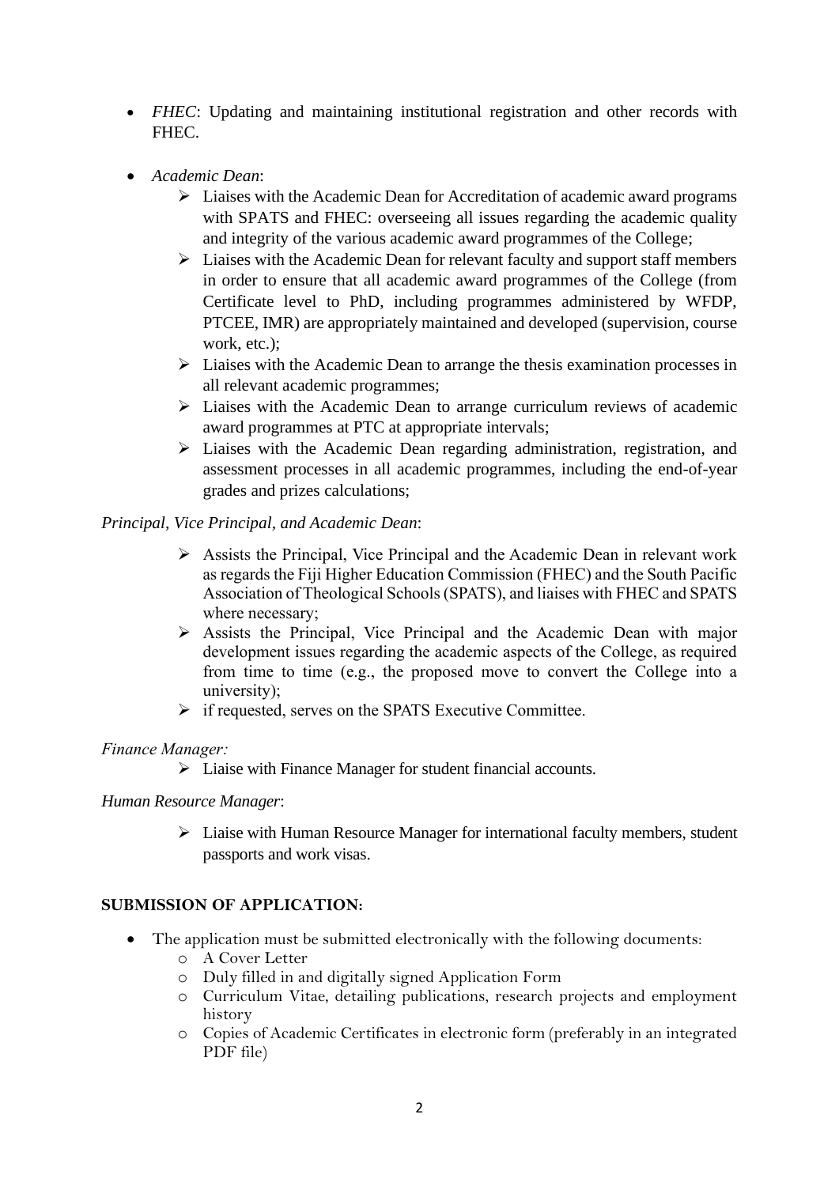- *FHEC*: Updating and maintaining institutional registration and other records with FHEC.

- *Academic Dean*:
  - Liaises with the Academic Dean for Accreditation of academic award programs with SPATS and FHEC: overseeing all issues regarding the academic quality and integrity of the various academic award programmes of the College;
  - Liaises with the Academic Dean for relevant faculty and support staff members in order to ensure that all academic award programmes of the College (from Certificate level to PhD, including programmes administered by WFDP, PTCEE, IMR) are appropriately maintained and developed (supervision, course work, etc.);
  - Liaises with the Academic Dean to arrange the thesis examination processes in all relevant academic programmes;
  - Liaises with the Academic Dean to arrange curriculum reviews of academic award programmes at PTC at appropriate intervals;
  - Liaises with the Academic Dean regarding administration, registration, and assessment processes in all academic programmes, including the end-of-year grades and prizes calculations;

*Principal, Vice Principal, and Academic Dean*:

- Assists the Principal, Vice Principal and the Academic Dean in relevant work as regards the Fiji Higher Education Commission (FHEC) and the South Pacific Association of Theological Schools (SPATS), and liaises with FHEC and SPATS where necessary;
- Assists the Principal, Vice Principal and the Academic Dean with major development issues regarding the academic aspects of the College, as required from time to time (e.g., the proposed move to convert the College into a university);
- if requested, serves on the SPATS Executive Committee.

*Finance Manager:*

- Liaise with Finance Manager for student financial accounts.

*Human Resource Manager*:

- Liaise with Human Resource Manager for international faculty members, student passports and work visas.

**SUBMISSION OF APPLICATION:**

- The application must be submitted electronically with the following documents:
  - A Cover Letter
  - Duly filled in and digitally signed Application Form
  - Curriculum Vitae, detailing publications, research projects and employment history
  - Copies of Academic Certificates in electronic form (preferably in an integrated PDF file)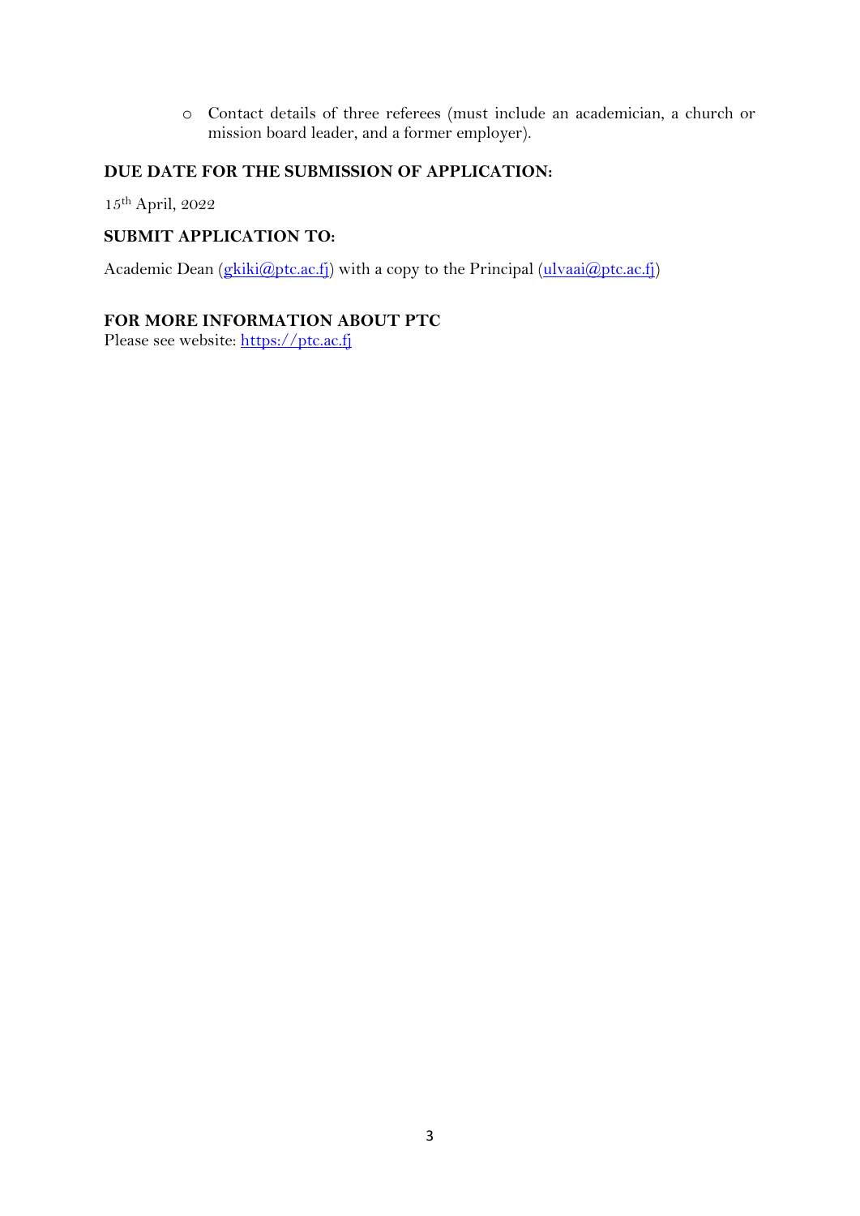- Contact details of three referees (must include an academician, a church or mission board leader, and a former employer).

**DUE DATE FOR THE SUBMISSION OF APPLICATION:**

15th April, 2022

**SUBMIT APPLICATION TO:**

Academic Dean (gkiki@ptc.ac.fj) with a copy to the Principal (ulvaai@ptc.ac.fj)

**FOR MORE INFORMATION ABOUT PTC**

Please see website: https://ptc.ac.fj